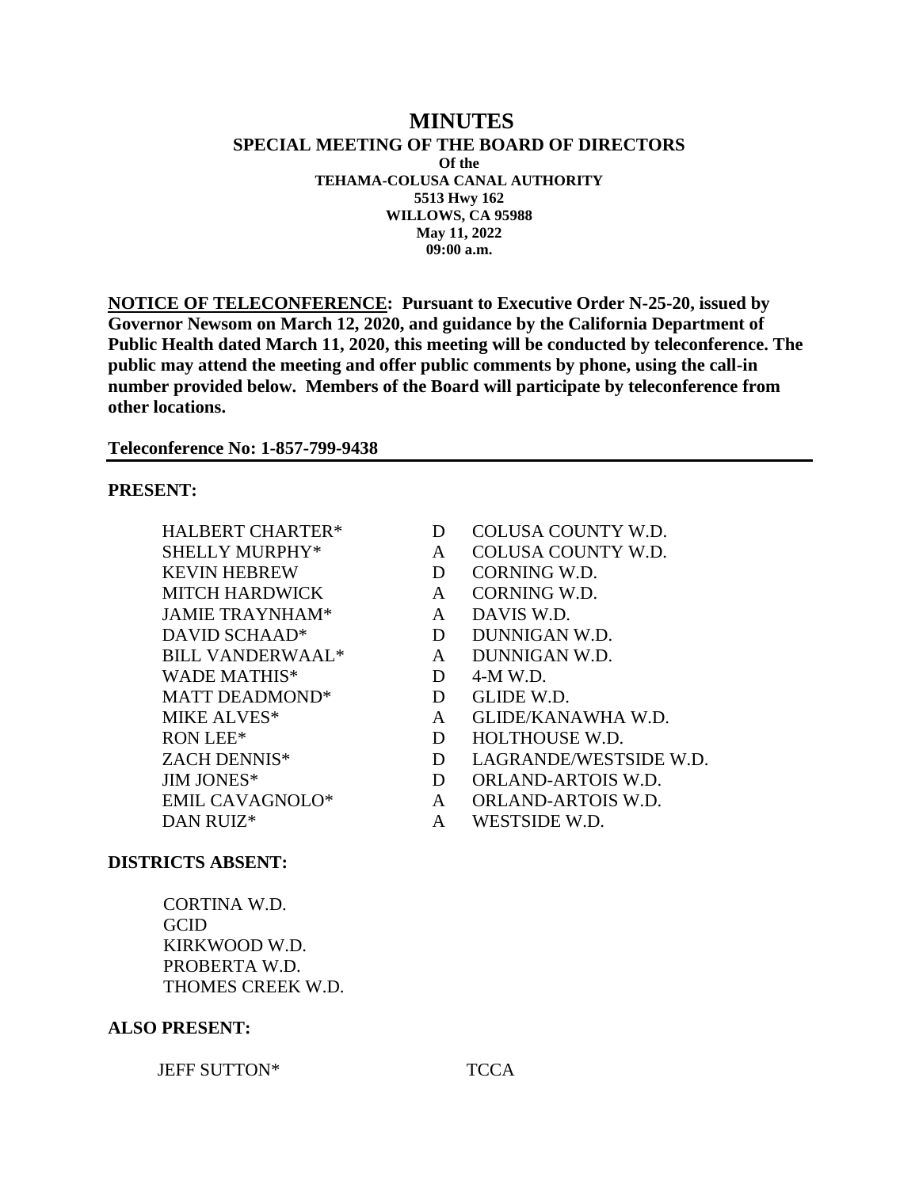# MINUTES

**SPECIAL MEETING OF THE BOARD OF DIRECTORS**

**Of the**

**TEHAMA-COLUSA CANAL AUTHORITY**

**5513 Hwy 162**

**WILLOWS, CA 95988**

**May 11, 2022**

**09:00 a.m.**

**<u>NOTICE OF TELECONFERENCE</u>: Pursuant to Executive Order N-25-20, issued by Governor Newsom on March 12, 2020, and guidance by the California Department of Public Health dated March 11, 2020, this meeting will be conducted by teleconference. The public may attend the meeting and offer public comments by phone, using the call-in number provided below. Members of the Board will participate by teleconference from other locations.**

**Teleconference No: 1-857-799-9438**

---

**PRESENT:**

| | | |
|---|---|---|
| HALBERT CHARTER* | D | COLUSA COUNTY W.D. |
| SHELLY MURPHY* | A | COLUSA COUNTY W.D. |
| KEVIN HEBREW | D | CORNING W.D. |
| MITCH HARDWICK | A | CORNING W.D. |
| JAMIE TRAYNHAM* | A | DAVIS W.D. |
| DAVID SCHAAD* | D | DUNNIGAN W.D. |
| BILL VANDERWAAL* | A | DUNNIGAN W.D. |
| WADE MATHIS* | D | 4-M W.D. |
| MATT DEADMOND* | D | GLIDE W.D. |
| MIKE ALVES* | A | GLIDE/KANAWHA W.D. |
| RON LEE* | D | HOLTHOUSE W.D. |
| ZACH DENNIS* | D | LAGRANDE/WESTSIDE W.D. |
| JIM JONES* | D | ORLAND-ARTOIS W.D. |
| EMIL CAVAGNOLO* | A | ORLAND-ARTOIS W.D. |
| DAN RUIZ* | A | WESTSIDE W.D. |

**DISTRICTS ABSENT:**

CORTINA W.D.
GCID
KIRKWOOD W.D.
PROBERTA W.D.
THOMES CREEK W.D.

**ALSO PRESENT:**

| | |
|---|---|
| JEFF SUTTON* | TCCA |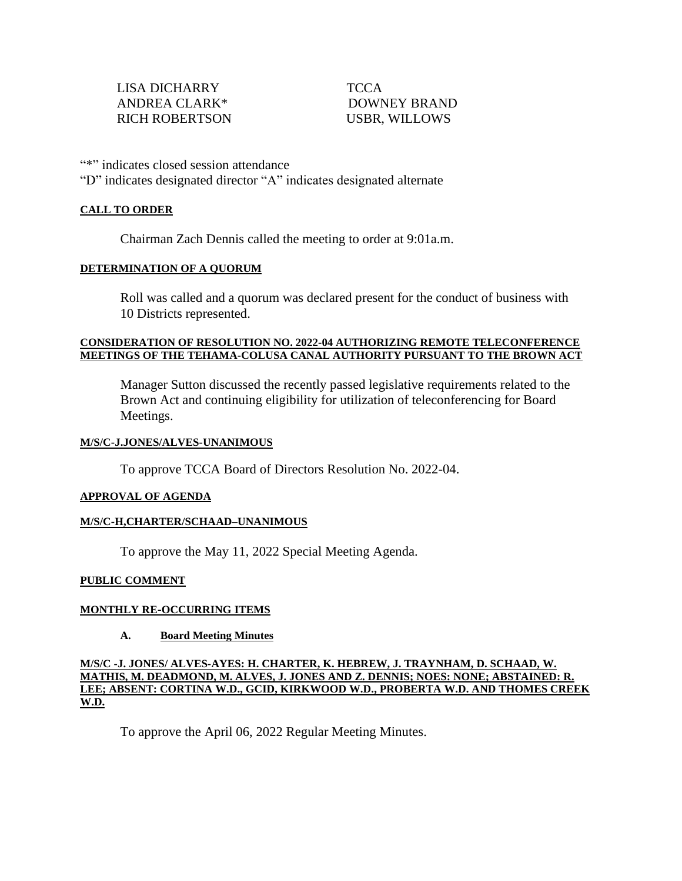| | |
|---|---|
| LISA DICHARRY | TCCA |
| ANDREA CLARK* | DOWNEY BRAND |
| RICH ROBERTSON | USBR, WILLOWS |

"*" indicates closed session attendance
"D" indicates designated director "A" indicates designated alternate

**CALL TO ORDER**

Chairman Zach Dennis called the meeting to order at 9:01a.m.

**DETERMINATION OF A QUORUM**

Roll was called and a quorum was declared present for the conduct of business with 10 Districts represented.

**CONSIDERATION OF RESOLUTION NO. 2022-04 AUTHORIZING REMOTE TELECONFERENCE MEETINGS OF THE TEHAMA-COLUSA CANAL AUTHORITY PURSUANT TO THE BROWN ACT**

Manager Sutton discussed the recently passed legislative requirements related to the Brown Act and continuing eligibility for utilization of teleconferencing for Board Meetings.

**M/S/C-J.JONES/ALVES-UNANIMOUS**

To approve TCCA Board of Directors Resolution No. 2022-04.

**APPROVAL OF AGENDA**

**M/S/C-H,CHARTER/SCHAAD–UNANIMOUS**

To approve the May 11, 2022 Special Meeting Agenda.

**PUBLIC COMMENT**

**MONTHLY RE-OCCURRING ITEMS**

**A. Board Meeting Minutes**

**M/S/C -J. JONES/ ALVES-AYES: H. CHARTER, K. HEBREW, J. TRAYNHAM, D. SCHAAD, W. MATHIS, M. DEADMOND, M. ALVES, J. JONES AND Z. DENNIS; NOES: NONE; ABSTAINED: R. LEE; ABSENT: CORTINA W.D., GCID, KIRKWOOD W.D., PROBERTA W.D. AND THOMES CREEK W.D.**

To approve the April 06, 2022 Regular Meeting Minutes.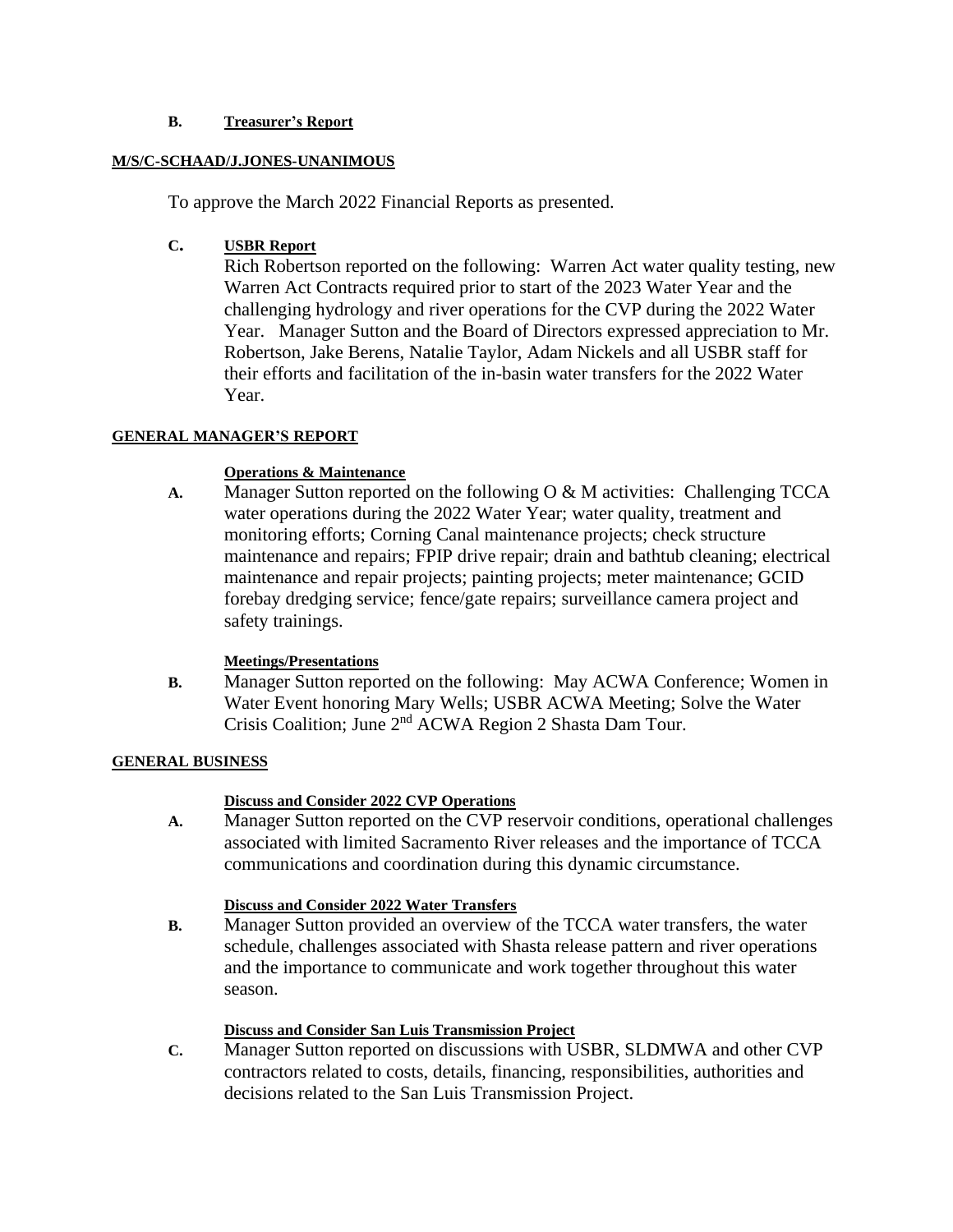**B. Treasurer's Report**

**M/S/C-SCHAAD/J.JONES-UNANIMOUS**

To approve the March 2022 Financial Reports as presented.

**C. USBR Report**

Rich Robertson reported on the following: Warren Act water quality testing, new Warren Act Contracts required prior to start of the 2023 Water Year and the challenging hydrology and river operations for the CVP during the 2022 Water Year. Manager Sutton and the Board of Directors expressed appreciation to Mr. Robertson, Jake Berens, Natalie Taylor, Adam Nickels and all USBR staff for their efforts and facilitation of the in-basin water transfers for the 2022 Water Year.

**GENERAL MANAGER'S REPORT**

**Operations & Maintenance**

**A.** Manager Sutton reported on the following O & M activities: Challenging TCCA water operations during the 2022 Water Year; water quality, treatment and monitoring efforts; Corning Canal maintenance projects; check structure maintenance and repairs; FPIP drive repair; drain and bathtub cleaning; electrical maintenance and repair projects; painting projects; meter maintenance; GCID forebay dredging service; fence/gate repairs; surveillance camera project and safety trainings.

**Meetings/Presentations**

**B.** Manager Sutton reported on the following: May ACWA Conference; Women in Water Event honoring Mary Wells; USBR ACWA Meeting; Solve the Water Crisis Coalition; June 2nd ACWA Region 2 Shasta Dam Tour.

**GENERAL BUSINESS**

**Discuss and Consider 2022 CVP Operations**

**A.** Manager Sutton reported on the CVP reservoir conditions, operational challenges associated with limited Sacramento River releases and the importance of TCCA communications and coordination during this dynamic circumstance.

**Discuss and Consider 2022 Water Transfers**

**B.** Manager Sutton provided an overview of the TCCA water transfers, the water schedule, challenges associated with Shasta release pattern and river operations and the importance to communicate and work together throughout this water season.

**Discuss and Consider San Luis Transmission Project**

**C.** Manager Sutton reported on discussions with USBR, SLDMWA and other CVP contractors related to costs, details, financing, responsibilities, authorities and decisions related to the San Luis Transmission Project.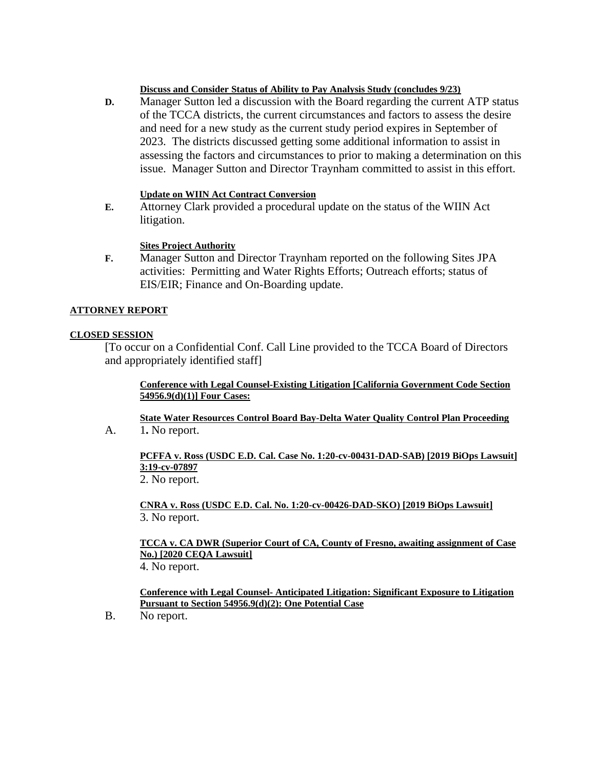**Discuss and Consider Status of Ability to Pay Analysis Study (concludes 9/23)**

**D.** Manager Sutton led a discussion with the Board regarding the current ATP status of the TCCA districts, the current circumstances and factors to assess the desire and need for a new study as the current study period expires in September of 2023. The districts discussed getting some additional information to assist in assessing the factors and circumstances to prior to making a determination on this issue. Manager Sutton and Director Traynham committed to assist in this effort.

**Update on WIIN Act Contract Conversion**

**E.** Attorney Clark provided a procedural update on the status of the WIIN Act litigation.

**Sites Project Authority**

**F.** Manager Sutton and Director Traynham reported on the following Sites JPA activities: Permitting and Water Rights Efforts; Outreach efforts; status of EIS/EIR; Finance and On-Boarding update.

**ATTORNEY REPORT**

**CLOSED SESSION**

[To occur on a Confidential Conf. Call Line provided to the TCCA Board of Directors and appropriately identified staff]

**Conference with Legal Counsel-Existing Litigation [California Government Code Section 54956.9(d)(1)] Four Cases:**

**State Water Resources Control Board Bay-Delta Water Quality Control Plan Proceeding**

A. 1**.** No report.

**PCFFA v. Ross (USDC E.D. Cal. Case No. 1:20-cv-00431-DAD-SAB) [2019 BiOps Lawsuit] 3:19-cv-07897**

2. No report.

**CNRA v. Ross (USDC E.D. Cal. No. 1:20-cv-00426-DAD-SKO) [2019 BiOps Lawsuit]**

3. No report.

**TCCA v. CA DWR (Superior Court of CA, County of Fresno, awaiting assignment of Case No.) [2020 CEQA Lawsuit]**

4. No report.

**Conference with Legal Counsel- Anticipated Litigation: Significant Exposure to Litigation Pursuant to Section 54956.9(d)(2): One Potential Case**

B. No report.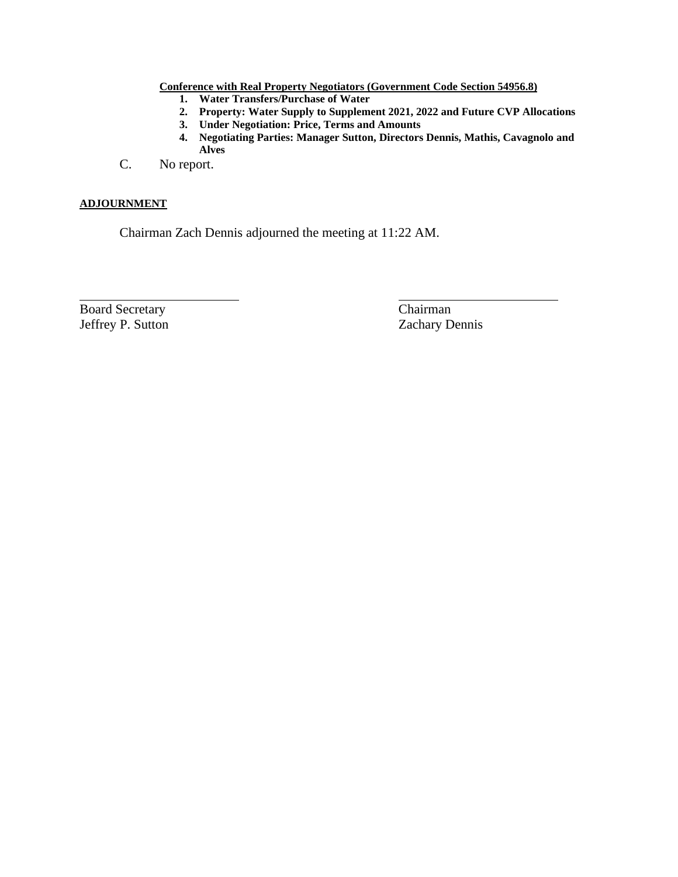**<u>Conference with Real Property Negotiators (Government Code Section 54956.8)</u>**

1. **Water Transfers/Purchase of Water**
2. **Property: Water Supply to Supplement 2021, 2022 and Future CVP Allocations**
3. **Under Negotiation: Price, Terms and Amounts**
4. **Negotiating Parties: Manager Sutton, Directors Dennis, Mathis, Cavagnolo and Alves**

C. No report.

**<u>ADJOURNMENT</u>**

Chairman Zach Dennis adjourned the meeting at 11:22 AM.

| | |
|---|---|
| Board Secretary | Chairman |
| Jeffrey P. Sutton | Zachary Dennis |